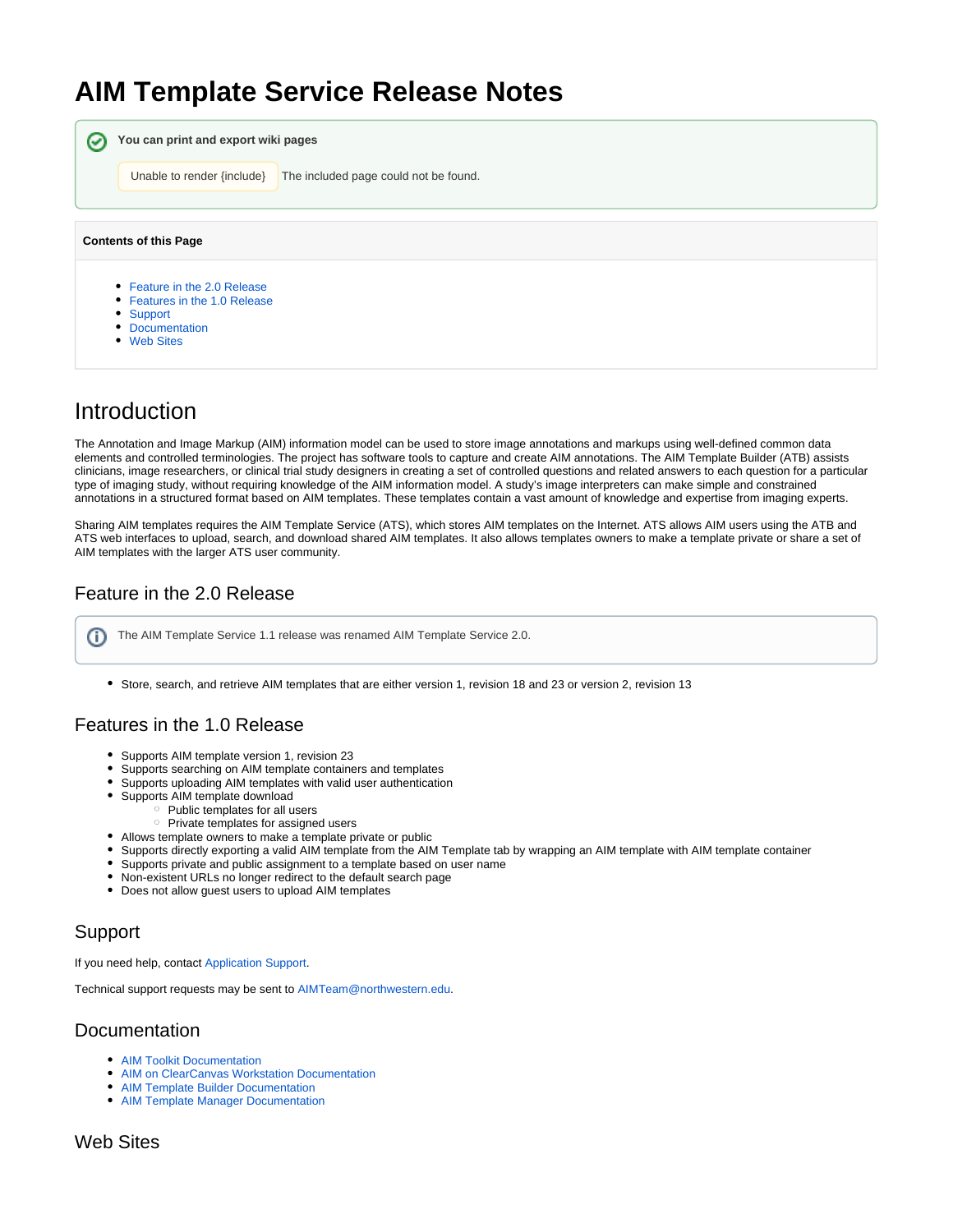# AIM Template Service Release Notes

**You can print and export wiki pages**

Unable to render {include} The included page could not be found.

**Contents of this Page**

- Feature in the 2.0 Release
- Features in the 1.0 Release
- Support
- Documentation
- Web Sites

# Introduction

The Annotation and Image Markup (AIM) information model can be used to store image annotations and markups using well-defined common data elements and controlled terminologies. The project has software tools to capture and create AIM annotations. The AIM Template Builder (ATB) assists clinicians, image researchers, or clinical trial study designers in creating a set of controlled questions and related answers to each question for a particular type of imaging study, without requiring knowledge of the AIM information model. A study's image interpreters can make simple and constrained annotations in a structured format based on AIM templates. These templates contain a vast amount of knowledge and expertise from imaging experts.

Sharing AIM templates requires the AIM Template Service (ATS), which stores AIM templates on the Internet. ATS allows AIM users using the ATB and ATS web interfaces to upload, search, and download shared AIM templates. It also allows templates owners to make a template private or share a set of AIM templates with the larger ATS user community.

## Feature in the 2.0 Release

The AIM Template Service 1.1 release was renamed AIM Template Service 2.0.

- Store, search, and retrieve AIM templates that are either version 1, revision 18 and 23 or version 2, revision 13

## Features in the 1.0 Release

- Supports AIM template version 1, revision 23
- Supports searching on AIM template containers and templates
- Supports uploading AIM templates with valid user authentication
- Supports AIM template download
  - Public templates for all users
  - Private templates for assigned users
- Allows template owners to make a template private or public
- Supports directly exporting a valid AIM template from the AIM Template tab by wrapping an AIM template with AIM template container
- Supports private and public assignment to a template based on user name
- Non-existent URLs no longer redirect to the default search page
- Does not allow guest users to upload AIM templates

## Support

If you need help, contact Application Support.

Technical support requests may be sent to AIMTeam@northwestern.edu.

## Documentation

- AIM Toolkit Documentation
- AIM on ClearCanvas Workstation Documentation
- AIM Template Builder Documentation
- AIM Template Manager Documentation

## Web Sites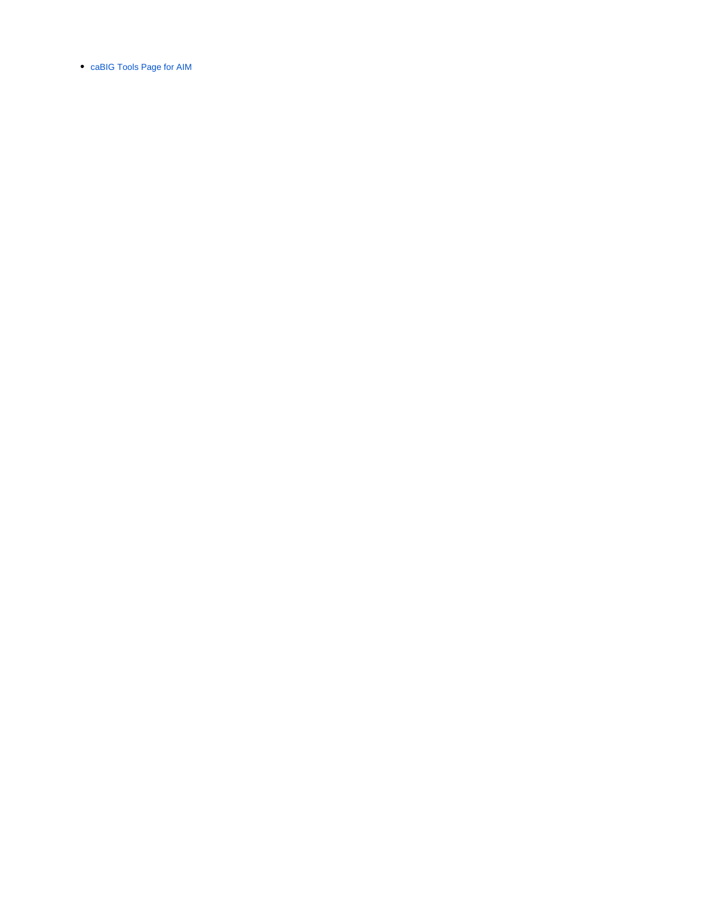- caBIG Tools Page for AIM